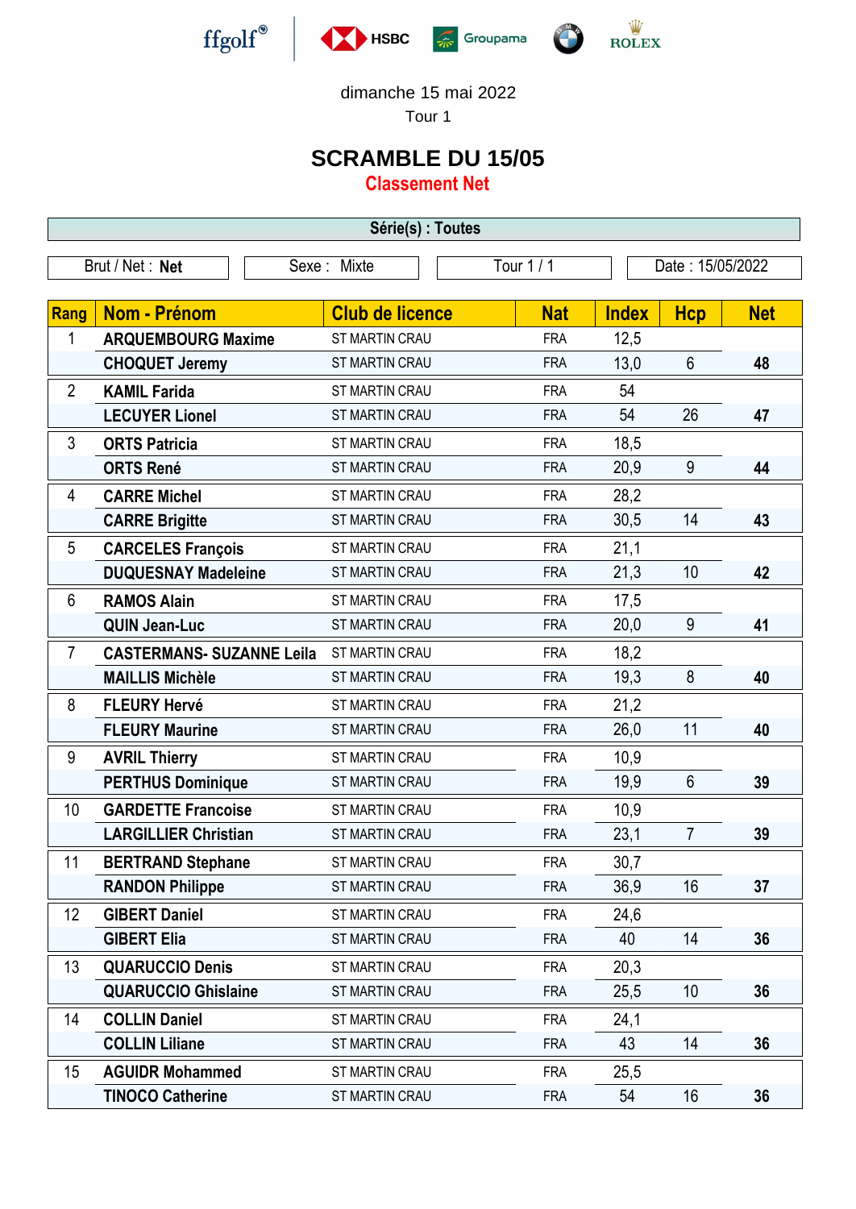ffgolf HSBC Groupama BMW ROLEX

dimanche 15 mai 2022

Tour 1

# SCRAMBLE DU 15/05

## Classement Net

**Série(s) : Toutes**

| Brut / Net : **Net** | Sexe : Mixte | Tour 1 / 1 | Date : 15/05/2022 |
|---|---|---|---|

| Rang | Nom - Prénom | Club de licence | Nat | Index | Hcp | Net |
|---|---|---|---|---|---|---|
| 1 | **ARQUEMBOURG Maxime** | ST MARTIN CRAU | FRA | 12,5 | | |
| | **CHOQUET Jeremy** | ST MARTIN CRAU | FRA | 13,0 | 6 | **48** |
| 2 | **KAMIL Farida** | ST MARTIN CRAU | FRA | 54 | | |
| | **LECUYER Lionel** | ST MARTIN CRAU | FRA | 54 | 26 | **47** |
| 3 | **ORTS Patricia** | ST MARTIN CRAU | FRA | 18,5 | | |
| | **ORTS René** | ST MARTIN CRAU | FRA | 20,9 | 9 | **44** |
| 4 | **CARRE Michel** | ST MARTIN CRAU | FRA | 28,2 | | |
| | **CARRE Brigitte** | ST MARTIN CRAU | FRA | 30,5 | 14 | **43** |
| 5 | **CARCELES François** | ST MARTIN CRAU | FRA | 21,1 | | |
| | **DUQUESNAY Madeleine** | ST MARTIN CRAU | FRA | 21,3 | 10 | **42** |
| 6 | **RAMOS Alain** | ST MARTIN CRAU | FRA | 17,5 | | |
| | **QUIN Jean-Luc** | ST MARTIN CRAU | FRA | 20,0 | 9 | **41** |
| 7 | **CASTERMANS- SUZANNE Leila** | ST MARTIN CRAU | FRA | 18,2 | | |
| | **MAILLIS Michèle** | ST MARTIN CRAU | FRA | 19,3 | 8 | **40** |
| 8 | **FLEURY Hervé** | ST MARTIN CRAU | FRA | 21,2 | | |
| | **FLEURY Maurine** | ST MARTIN CRAU | FRA | 26,0 | 11 | **40** |
| 9 | **AVRIL Thierry** | ST MARTIN CRAU | FRA | 10,9 | | |
| | **PERTHUS Dominique** | ST MARTIN CRAU | FRA | 19,9 | 6 | **39** |
| 10 | **GARDETTE Francoise** | ST MARTIN CRAU | FRA | 10,9 | | |
| | **LARGILLIER Christian** | ST MARTIN CRAU | FRA | 23,1 | 7 | **39** |
| 11 | **BERTRAND Stephane** | ST MARTIN CRAU | FRA | 30,7 | | |
| | **RANDON Philippe** | ST MARTIN CRAU | FRA | 36,9 | 16 | **37** |
| 12 | **GIBERT Daniel** | ST MARTIN CRAU | FRA | 24,6 | | |
| | **GIBERT Elia** | ST MARTIN CRAU | FRA | 40 | 14 | **36** |
| 13 | **QUARUCCIO Denis** | ST MARTIN CRAU | FRA | 20,3 | | |
| | **QUARUCCIO Ghislaine** | ST MARTIN CRAU | FRA | 25,5 | 10 | **36** |
| 14 | **COLLIN Daniel** | ST MARTIN CRAU | FRA | 24,1 | | |
| | **COLLIN Liliane** | ST MARTIN CRAU | FRA | 43 | 14 | **36** |
| 15 | **AGUIDR Mohammed** | ST MARTIN CRAU | FRA | 25,5 | | |
| | **TINOCO Catherine** | ST MARTIN CRAU | FRA | 54 | 16 | **36** |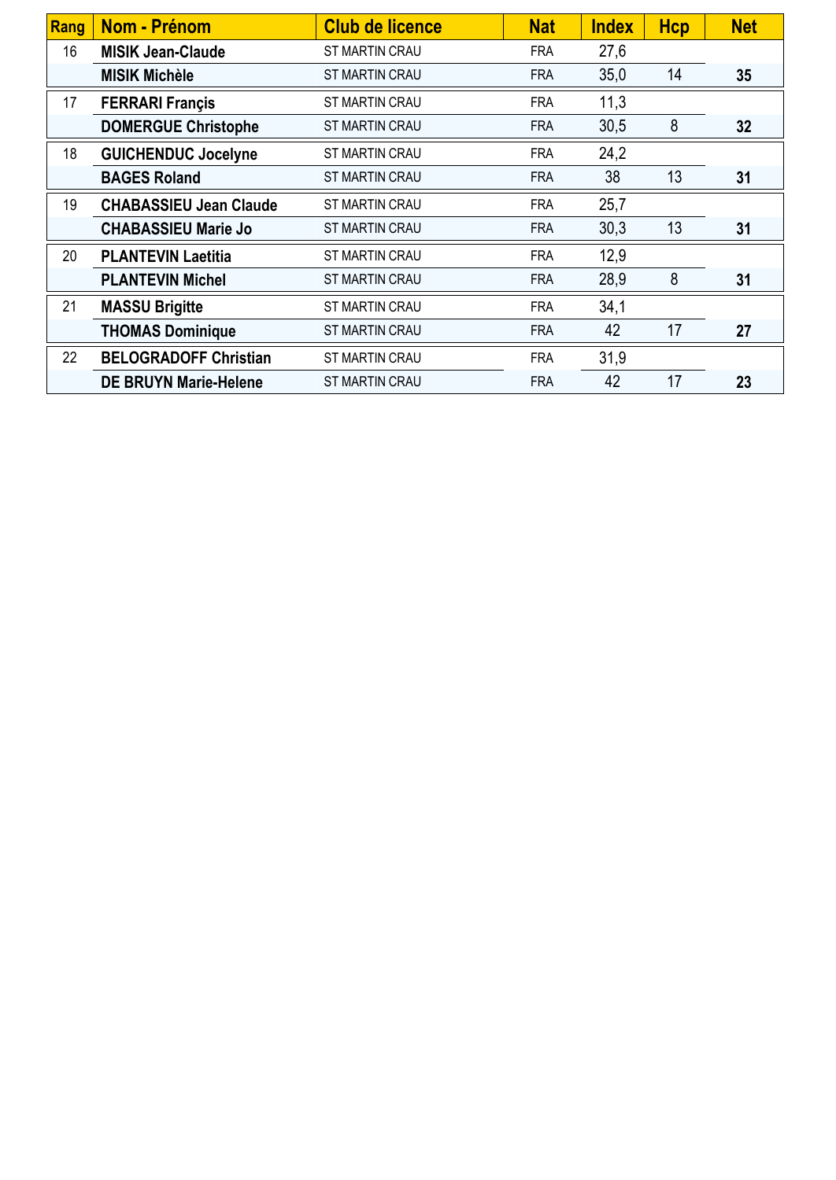| Rang | Nom - Prénom | Club de licence | Nat | Index | Hcp | Net |
|---|---|---|---|---|---|---|
| 16 | **MISIK Jean-Claude** | ST MARTIN CRAU | FRA | 27,6 | | |
| | **MISIK Michèle** | ST MARTIN CRAU | FRA | 35,0 | 14 | **35** |
| 17 | **FERRARI Françis** | ST MARTIN CRAU | FRA | 11,3 | | |
| | **DOMERGUE Christophe** | ST MARTIN CRAU | FRA | 30,5 | 8 | **32** |
| 18 | **GUICHENDUC Jocelyne** | ST MARTIN CRAU | FRA | 24,2 | | |
| | **BAGES Roland** | ST MARTIN CRAU | FRA | 38 | 13 | **31** |
| 19 | **CHABASSIEU Jean Claude** | ST MARTIN CRAU | FRA | 25,7 | | |
| | **CHABASSIEU Marie Jo** | ST MARTIN CRAU | FRA | 30,3 | 13 | **31** |
| 20 | **PLANTEVIN Laetitia** | ST MARTIN CRAU | FRA | 12,9 | | |
| | **PLANTEVIN Michel** | ST MARTIN CRAU | FRA | 28,9 | 8 | **31** |
| 21 | **MASSU Brigitte** | ST MARTIN CRAU | FRA | 34,1 | | |
| | **THOMAS Dominique** | ST MARTIN CRAU | FRA | 42 | 17 | **27** |
| 22 | **BELOGRADOFF Christian** | ST MARTIN CRAU | FRA | 31,9 | | |
| | **DE BRUYN Marie-Helene** | ST MARTIN CRAU | FRA | 42 | 17 | **23** |